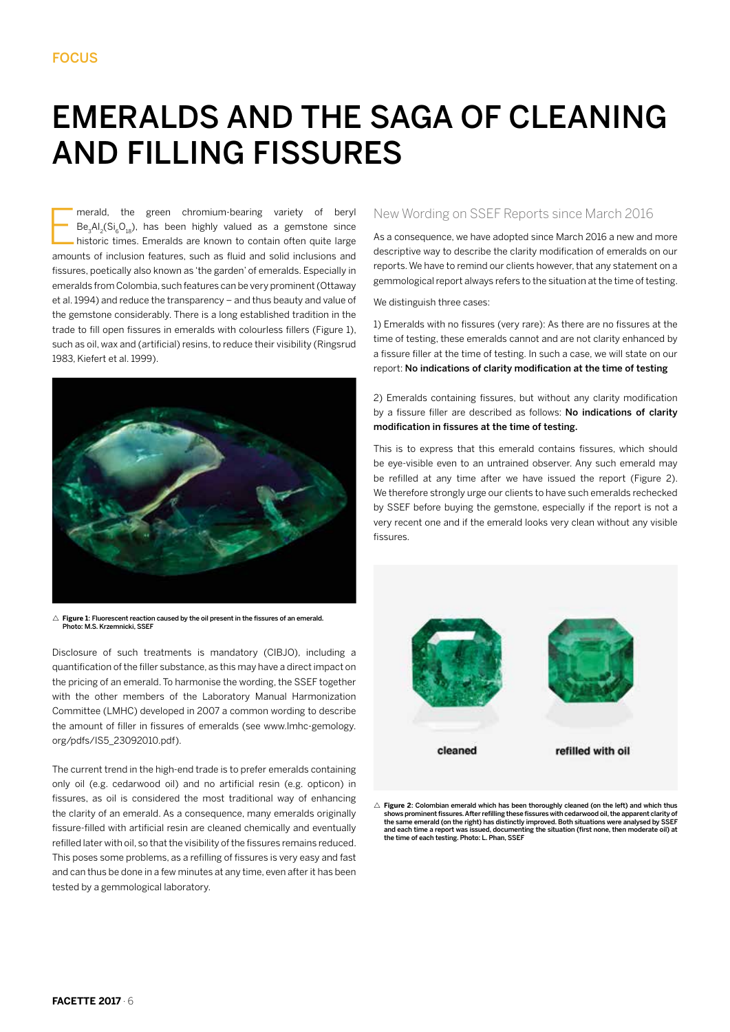# EMERALDS AND THE SAGA OF CLEANING AND FILLING FISSURES

Emerald, the green chromium-bearing variety of beryl $Be_3Al_2(Si_6O_{18})$, has been highly valued as a gemstone since historic times. Emeralds are known to contain often quite large amounts of inclusion features, such as fluid and solid inclusions and fissures, poetically also known as 'the garden' of emeralds. Especially in emeralds from Colombia, such features can be very prominent (Ottaway et al. 1994) and reduce the transparency – and thus beauty and value of the gemstone considerably. There is a long established tradition in the trade to fill open fissures in emeralds with colourless fillers (Figure 1), such as oil, wax and (artificial) resins, to reduce their visibility (Ringsrud 1983, Kiefert et al. 1999).

**Figure 1:** Fluorescent reaction caused by the oil present in the fissures of an emerald. Photo: M.S. Krzemnicki, SSEF

Disclosure of such treatments is mandatory (CIBJO), including a quantification of the filler substance, as this may have a direct impact on the pricing of an emerald. To harmonise the wording, the SSEF together with the other members of the Laboratory Manual Harmonization Committee (LMHC) developed in 2007 a common wording to describe the amount of filler in fissures of emeralds (see www.lmhc-gemology.org/pdfs/IS5_23092010.pdf).

The current trend in the high-end trade is to prefer emeralds containing only oil (e.g. cedarwood oil) and no artificial resin (e.g. opticon) in fissures, as oil is considered the most traditional way of enhancing the clarity of an emerald. As a consequence, many emeralds originally fissure-filled with artificial resin are cleaned chemically and eventually refilled later with oil, so that the visibility of the fissures remains reduced. This poses some problems, as a refilling of fissures is very easy and fast and can thus be done in a few minutes at any time, even after it has been tested by a gemmological laboratory.

## New Wording on SSEF Reports since March 2016

As a consequence, we have adopted since March 2016 a new and more descriptive way to describe the clarity modification of emeralds on our reports. We have to remind our clients however, that any statement on a gemmological report always refers to the situation at the time of testing.

We distinguish three cases:

1) Emeralds with no fissures (very rare): As there are no fissures at the time of testing, these emeralds cannot and are not clarity enhanced by a fissure filler at the time of testing. In such a case, we will state on our report: **No indications of clarity modification at the time of testing**

2) Emeralds containing fissures, but without any clarity modification by a fissure filler are described as follows: **No indications of clarity modification in fissures at the time of testing.**

This is to express that this emerald contains fissures, which should be eye-visible even to an untrained observer. Any such emerald may be refilled at any time after we have issued the report (Figure 2). We therefore strongly urge our clients to have such emeralds rechecked by SSEF before buying the gemstone, especially if the report is not a very recent one and if the emerald looks very clean without any visible fissures.

cleaned

refilled with oil

**Figure 2:** Colombian emerald which has been thoroughly cleaned (on the left) and which thus shows prominent fissures. After refilling these fissures with cedarwood oil, the apparent clarity of the same emerald (on the right) has distinctly improved. Both situations were analysed by SSEF and each time a report was issued, documenting the situation (first none, then moderate oil) at the time of each testing. Photo: L. Phan, SSEF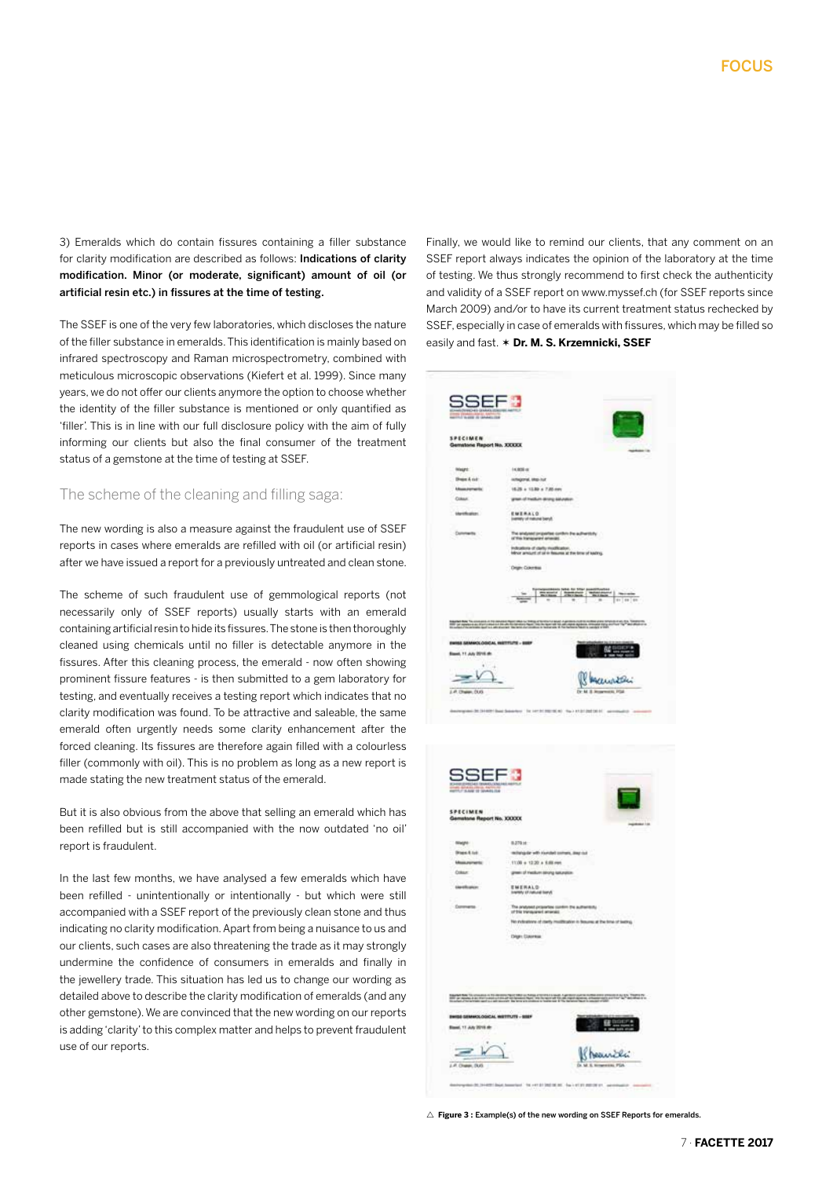3) Emeralds which do contain fissures containing a filler substance for clarity modification are described as follows: **Indications of clarity modification. Minor (or moderate, significant) amount of oil (or artificial resin etc.) in fissures at the time of testing.**

The SSEF is one of the very few laboratories, which discloses the nature of the filler substance in emeralds. This identification is mainly based on infrared spectroscopy and Raman microspectrometry, combined with meticulous microscopic observations (Kiefert et al. 1999). Since many years, we do not offer our clients anymore the option to choose whether the identity of the filler substance is mentioned or only quantified as 'filler'. This is in line with our full disclosure policy with the aim of fully informing our clients but also the final consumer of the treatment status of a gemstone at the time of testing at SSEF.

## The scheme of the cleaning and filling saga:

The new wording is also a measure against the fraudulent use of SSEF reports in cases where emeralds are refilled with oil (or artificial resin) after we have issued a report for a previously untreated and clean stone.

The scheme of such fraudulent use of gemmological reports (not necessarily only of SSEF reports) usually starts with an emerald containing artificial resin to hide its fissures. The stone is then thoroughly cleaned using chemicals until no filler is detectable anymore in the fissures. After this cleaning process, the emerald - now often showing prominent fissure features - is then submitted to a gem laboratory for testing, and eventually receives a testing report which indicates that no clarity modification was found. To be attractive and saleable, the same emerald often urgently needs some clarity enhancement after the forced cleaning. Its fissures are therefore again filled with a colourless filler (commonly with oil). This is no problem as long as a new report is made stating the new treatment status of the emerald.

But it is also obvious from the above that selling an emerald which has been refilled but is still accompanied with the now outdated 'no oil' report is fraudulent.

In the last few months, we have analysed a few emeralds which have been refilled - unintentionally or intentionally - but which were still accompanied with a SSEF report of the previously clean stone and thus indicating no clarity modification. Apart from being a nuisance to us and our clients, such cases are also threatening the trade as it may strongly undermine the confidence of consumers in emeralds and finally in the jewellery trade. This situation has led us to change our wording as detailed above to describe the clarity modification of emeralds (and any other gemstone). We are convinced that the new wording on our reports is adding 'clarity' to this complex matter and helps to prevent fraudulent use of our reports.

Finally, we would like to remind our clients, that any comment on an SSEF report always indicates the opinion of the laboratory at the time of testing. We thus strongly recommend to first check the authenticity and validity of a SSEF report on www.myssef.ch (for SSEF reports since March 2009) and/or to have its current treatment status rechecked by SSEF, especially in case of emeralds with fissures, which may be filled so easily and fast. * **Dr. M. S. Krzemnicki, SSEF**

△ **Figure 3 :** Example(s) of the new wording on SSEF Reports for emeralds.